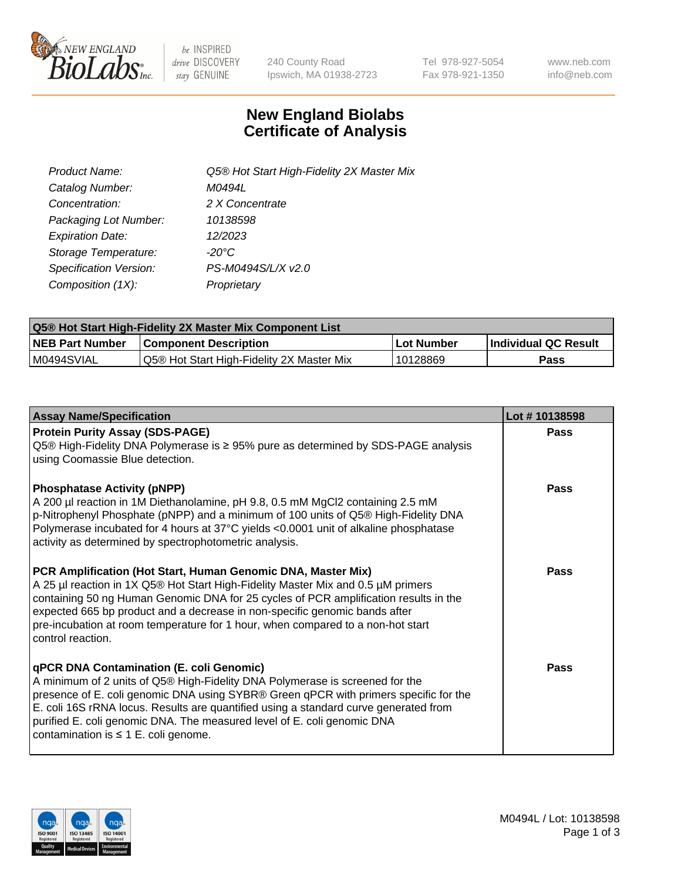New England BioLabs Inc. — be INSPIRED drive DISCOVERY stay GENUINE

240 County Road
Ipswich, MA 01938-2723

Tel 978-927-5054
Fax 978-921-1350

www.neb.com
info@neb.com

# New England Biolabs Certificate of Analysis

| | |
|---|---|
| *Product Name:* | *Q5® Hot Start High-Fidelity 2X Master Mix* |
| *Catalog Number:* | *M0494L* |
| *Concentration:* | *2 X Concentrate* |
| *Packaging Lot Number:* | *10138598* |
| *Expiration Date:* | *12/2023* |
| *Storage Temperature:* | *-20°C* |
| *Specification Version:* | *PS-M0494S/L/X v2.0* |
| *Composition (1X):* | *Proprietary* |

| **Q5® Hot Start High-Fidelity 2X Master Mix Component List** | | | |
|---|---|---|---|
| **NEB Part Number** | **Component Description** | **Lot Number** | **Individual QC Result** |
| M0494SVIAL | Q5® Hot Start High-Fidelity 2X Master Mix | 10128869 | **Pass** |

| Assay Name/Specification | Lot # 10138598 |
|---|---|
| **Protein Purity Assay (SDS-PAGE)**<br>Q5® High-Fidelity DNA Polymerase is ≥ 95% pure as determined by SDS-PAGE analysis using Coomassie Blue detection. | **Pass** |
| **Phosphatase Activity (pNPP)**<br>A 200 µl reaction in 1M Diethanolamine, pH 9.8, 0.5 mM $MgCl_2$ containing 2.5 mM p-Nitrophenyl Phosphate (pNPP) and a minimum of 100 units of Q5® High-Fidelity DNA Polymerase incubated for 4 hours at 37°C yields <0.0001 unit of alkaline phosphatase activity as determined by spectrophotometric analysis. | **Pass** |
| **PCR Amplification (Hot Start, Human Genomic DNA, Master Mix)**<br>A 25 µl reaction in 1X Q5® Hot Start High-Fidelity Master Mix and 0.5 µM primers containing 50 ng Human Genomic DNA for 25 cycles of PCR amplification results in the expected 665 bp product and a decrease in non-specific genomic bands after pre-incubation at room temperature for 1 hour, when compared to a non-hot start control reaction. | **Pass** |
| **qPCR DNA Contamination (E. coli Genomic)**<br>A minimum of 2 units of Q5® High-Fidelity DNA Polymerase is screened for the presence of E. coli genomic DNA using SYBR® Green qPCR with primers specific for the E. coli 16S rRNA locus. Results are quantified using a standard curve generated from purified E. coli genomic DNA. The measured level of E. coli genomic DNA contamination is ≤ 1 E. coli genome. | **Pass** |

M0494L / Lot: 10138598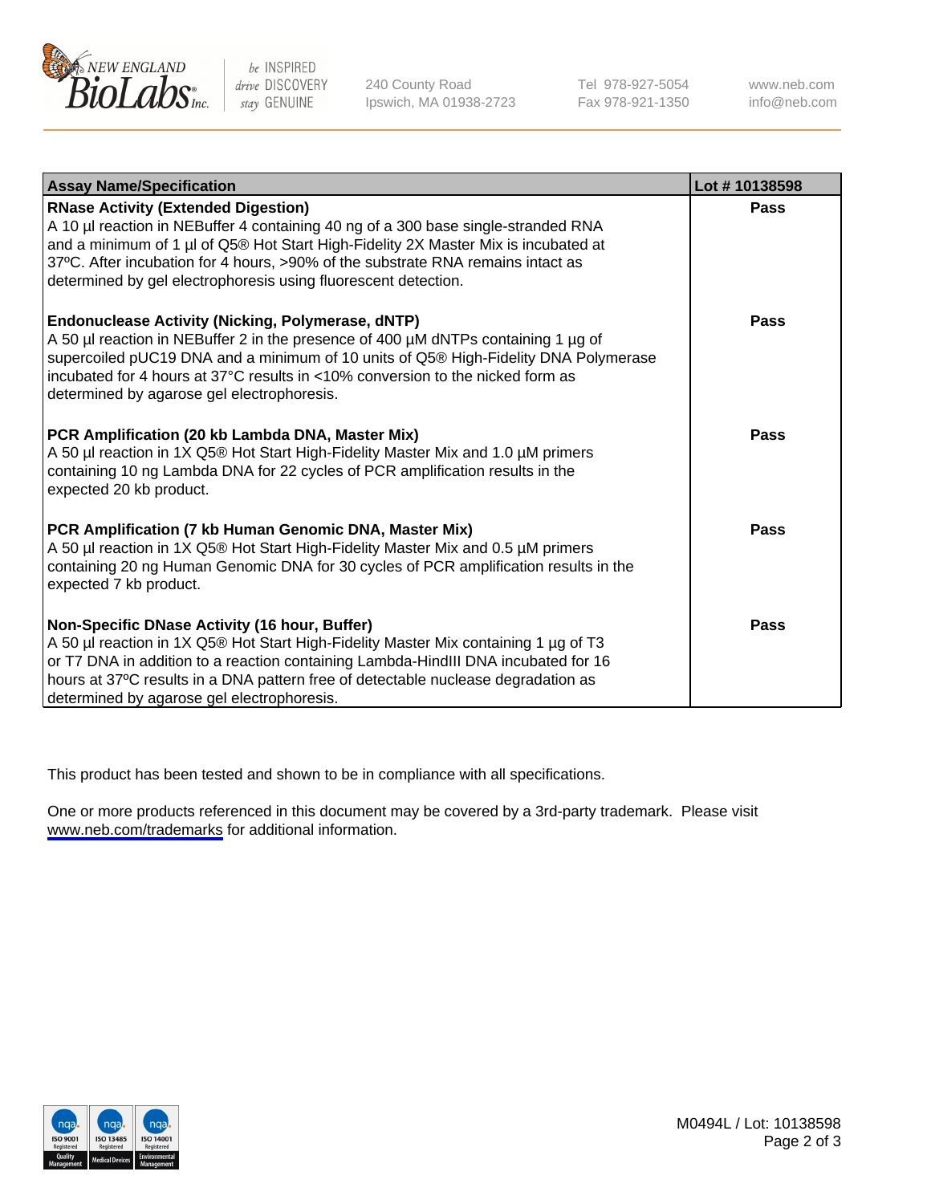| Assay Name/Specification | Lot # 10138598 |
|---|---|
| **RNase Activity (Extended Digestion)**<br>A 10 µl reaction in NEBuffer 4 containing 40 ng of a 300 base single-stranded RNA and a minimum of 1 µl of Q5® Hot Start High-Fidelity 2X Master Mix is incubated at 37ºC. After incubation for 4 hours, >90% of the substrate RNA remains intact as determined by gel electrophoresis using fluorescent detection. | **Pass** |
| **Endonuclease Activity (Nicking, Polymerase, dNTP)**<br>A 50 µl reaction in NEBuffer 2 in the presence of 400 µM dNTPs containing 1 µg of supercoiled pUC19 DNA and a minimum of 10 units of Q5® High-Fidelity DNA Polymerase incubated for 4 hours at 37°C results in <10% conversion to the nicked form as determined by agarose gel electrophoresis. | **Pass** |
| **PCR Amplification (20 kb Lambda DNA, Master Mix)**<br>A 50 µl reaction in 1X Q5® Hot Start High-Fidelity Master Mix and 1.0 µM primers containing 10 ng Lambda DNA for 22 cycles of PCR amplification results in the expected 20 kb product. | **Pass** |
| **PCR Amplification (7 kb Human Genomic DNA, Master Mix)**<br>A 50 µl reaction in 1X Q5® Hot Start High-Fidelity Master Mix and 0.5 µM primers containing 20 ng Human Genomic DNA for 30 cycles of PCR amplification results in the expected 7 kb product. | **Pass** |
| **Non-Specific DNase Activity (16 hour, Buffer)**<br>A 50 µl reaction in 1X Q5® Hot Start High-Fidelity Master Mix containing 1 µg of T3 or T7 DNA in addition to a reaction containing Lambda-HindIII DNA incubated for 16 hours at 37ºC results in a DNA pattern free of detectable nuclease degradation as determined by agarose gel electrophoresis. | **Pass** |

This product has been tested and shown to be in compliance with all specifications.

One or more products referenced in this document may be covered by a 3rd-party trademark. Please visit www.neb.com/trademarks for additional information.

M0494L / Lot: 10138598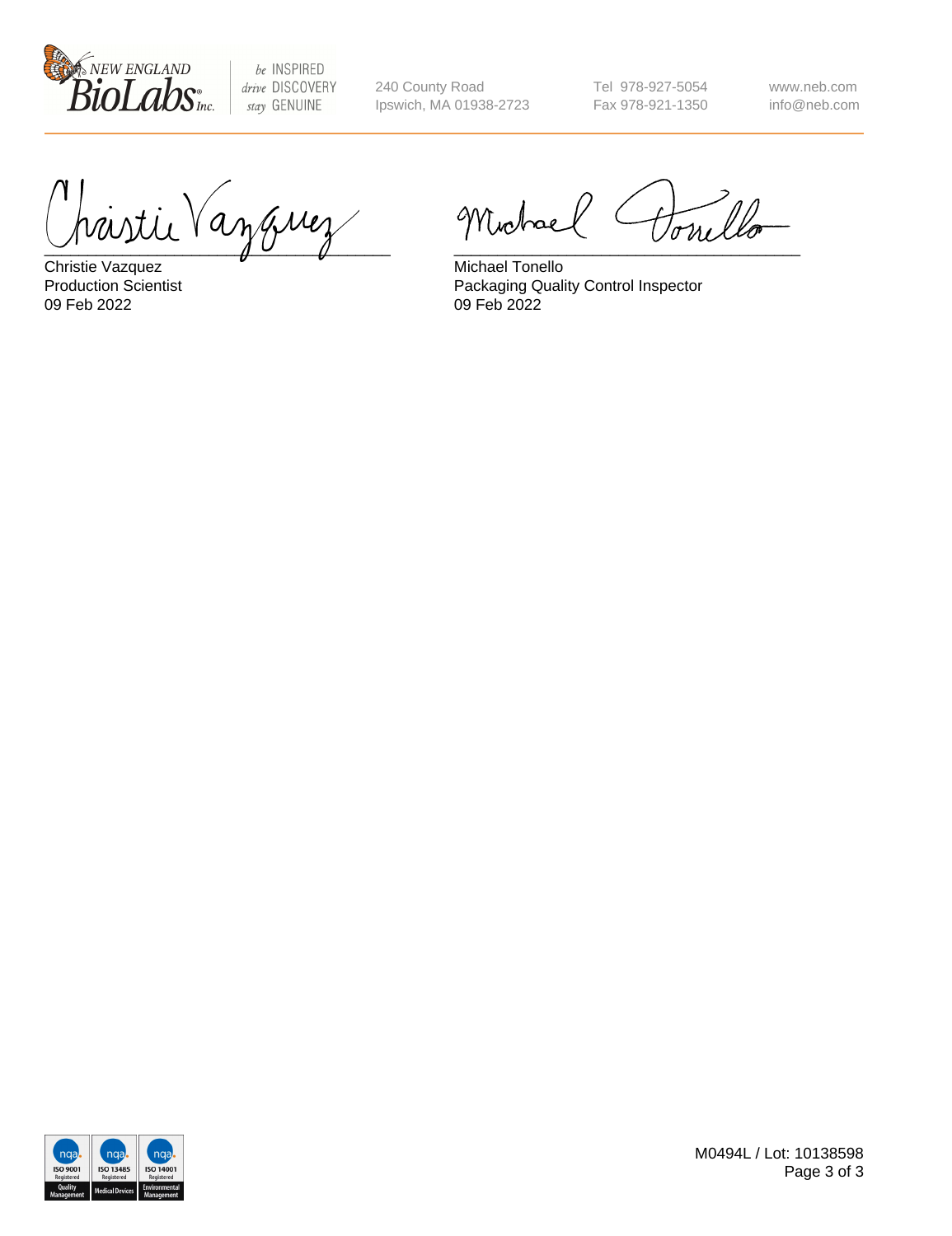Christie Vazquez
Production Scientist
09 Feb 2022

Michael Tonello
Packaging Quality Control Inspector
09 Feb 2022

M0494L / Lot: 10138598